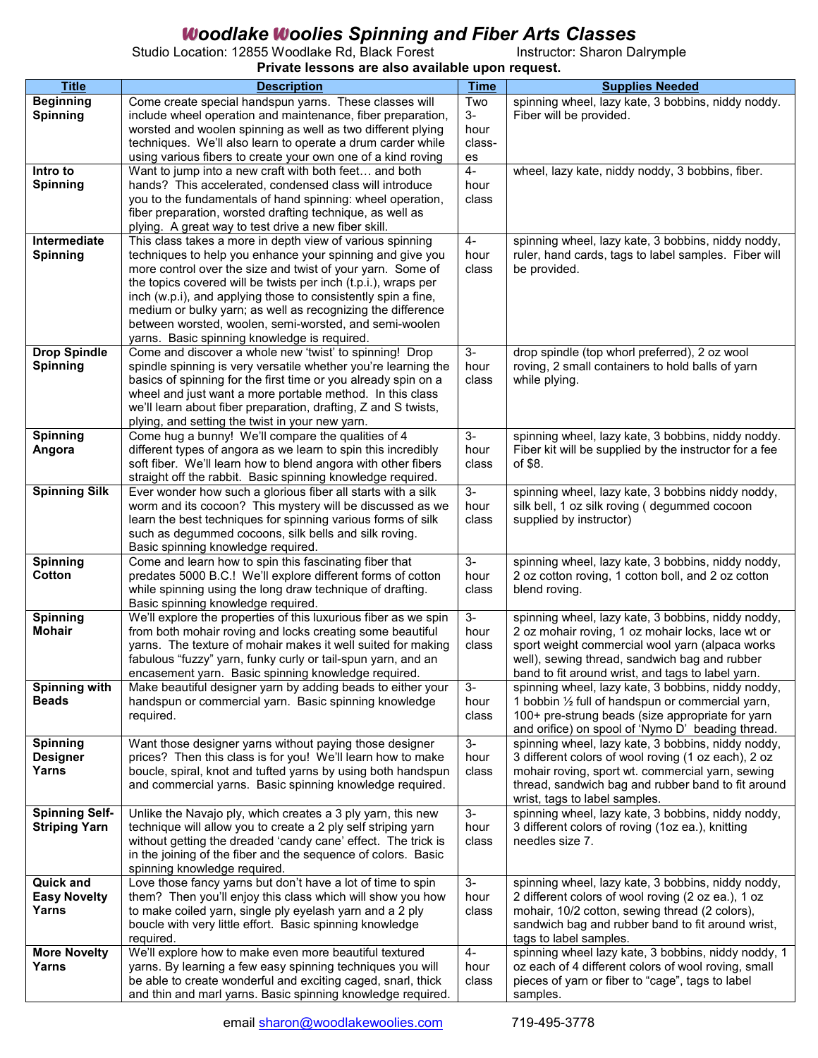# Woodlake Woolies Spinning and Fiber Arts Classes

Studio Location: 12855 Woodlake Rd, Black Forest Instructor: Sharon Dalrymple

**Private lessons are also available upon request.**

| Title | Description | Time | Supplies Needed |
|---|---|---|---|
| **Beginning Spinning** | Come create special handspun yarns. These classes will include wheel operation and maintenance, fiber preparation, worsted and woolen spinning as well as two different plying techniques. We'll also learn to operate a drum carder while using various fibers to create your own one of a kind roving | Two 3-hour classes | spinning wheel, lazy kate, 3 bobbins, niddy noddy. Fiber will be provided. |
| **Intro to Spinning** | Want to jump into a new craft with both feet… and both hands? This accelerated, condensed class will introduce you to the fundamentals of hand spinning: wheel operation, fiber preparation, worsted drafting technique, as well as plying. A great way to test drive a new fiber skill. | 4-hour class | wheel, lazy kate, niddy noddy, 3 bobbins, fiber. |
| **Intermediate Spinning** | This class takes a more in depth view of various spinning techniques to help you enhance your spinning and give you more control over the size and twist of your yarn. Some of the topics covered will be twists per inch (t.p.i.), wraps per inch (w.p.i), and applying those to consistently spin a fine, medium or bulky yarn; as well as recognizing the difference between worsted, woolen, semi-worsted, and semi-woolen yarns. Basic spinning knowledge is required. | 4-hour class | spinning wheel, lazy kate, 3 bobbins, niddy noddy, ruler, hand cards, tags to label samples. Fiber will be provided. |
| **Drop Spindle Spinning** | Come and discover a whole new 'twist' to spinning! Drop spindle spinning is very versatile whether you're learning the basics of spinning for the first time or you already spin on a wheel and just want a more portable method. In this class we'll learn about fiber preparation, drafting, Z and S twists, plying, and setting the twist in your new yarn. | 3-hour class | drop spindle (top whorl preferred), 2 oz wool roving, 2 small containers to hold balls of yarn while plying. |
| **Spinning Angora** | Come hug a bunny! We'll compare the qualities of 4 different types of angora as we learn to spin this incredibly soft fiber. We'll learn how to blend angora with other fibers straight off the rabbit. Basic spinning knowledge required. | 3-hour class | spinning wheel, lazy kate, 3 bobbins, niddy noddy. Fiber kit will be supplied by the instructor for a fee of $8. |
| **Spinning Silk** | Ever wonder how such a glorious fiber all starts with a silk worm and its cocoon? This mystery will be discussed as we learn the best techniques for spinning various forms of silk such as degummed cocoons, silk bells and silk roving. Basic spinning knowledge required. | 3-hour class | spinning wheel, lazy kate, 3 bobbins niddy noddy, silk bell, 1 oz silk roving ( degummed cocoon supplied by instructor) |
| **Spinning Cotton** | Come and learn how to spin this fascinating fiber that predates 5000 B.C.! We'll explore different forms of cotton while spinning using the long draw technique of drafting. Basic spinning knowledge required. | 3-hour class | spinning wheel, lazy kate, 3 bobbins, niddy noddy, 2 oz cotton roving, 1 cotton boll, and 2 oz cotton blend roving. |
| **Spinning Mohair** | We'll explore the properties of this luxurious fiber as we spin from both mohair roving and locks creating some beautiful yarns. The texture of mohair makes it well suited for making fabulous "fuzzy" yarn, funky curly or tail-spun yarn, and an encasement yarn. Basic spinning knowledge required. | 3-hour class | spinning wheel, lazy kate, 3 bobbins, niddy noddy, 2 oz mohair roving, 1 oz mohair locks, lace wt or sport weight commercial wool yarn (alpaca works well), sewing thread, sandwich bag and rubber band to fit around wrist, and tags to label yarn. |
| **Spinning with Beads** | Make beautiful designer yarn by adding beads to either your handspun or commercial yarn. Basic spinning knowledge required. | 3-hour class | spinning wheel, lazy kate, 3 bobbins, niddy noddy, 1 bobbin ½ full of handspun or commercial yarn, 100+ pre-strung beads (size appropriate for yarn and orifice) on spool of 'Nymo D' beading thread. |
| **Spinning Designer Yarns** | Want those designer yarns without paying those designer prices? Then this class is for you! We'll learn how to make boucle, spiral, knot and tufted yarns by using both handspun and commercial yarns. Basic spinning knowledge required. | 3-hour class | spinning wheel, lazy kate, 3 bobbins, niddy noddy, 3 different colors of wool roving (1 oz each), 2 oz mohair roving, sport wt. commercial yarn, sewing thread, sandwich bag and rubber band to fit around wrist, tags to label samples. |
| **Spinning Self-Striping Yarn** | Unlike the Navajo ply, which creates a 3 ply yarn, this new technique will allow you to create a 2 ply self striping yarn without getting the dreaded 'candy cane' effect. The trick is in the joining of the fiber and the sequence of colors. Basic spinning knowledge required. | 3-hour class | spinning wheel, lazy kate, 3 bobbins, niddy noddy, 3 different colors of roving (1oz ea.), knitting needles size 7. |
| **Quick and Easy Novelty Yarns** | Love those fancy yarns but don't have a lot of time to spin them? Then you'll enjoy this class which will show you how to make coiled yarn, single ply eyelash yarn and a 2 ply boucle with very little effort. Basic spinning knowledge required. | 3-hour class | spinning wheel, lazy kate, 3 bobbins, niddy noddy, 2 different colors of wool roving (2 oz ea.), 1 oz mohair, 10/2 cotton, sewing thread (2 colors), sandwich bag and rubber band to fit around wrist, tags to label samples. |
| **More Novelty Yarns** | We'll explore how to make even more beautiful textured yarns. By learning a few easy spinning techniques you will be able to create wonderful and exciting caged, snarl, thick and thin and marl yarns. Basic spinning knowledge required. | 4-hour class | spinning wheel lazy kate, 3 bobbins, niddy noddy, 1 oz each of 4 different colors of wool roving, small pieces of yarn or fiber to "cage", tags to label samples. |

email sharon@woodlakewoolies.com 719-495-3778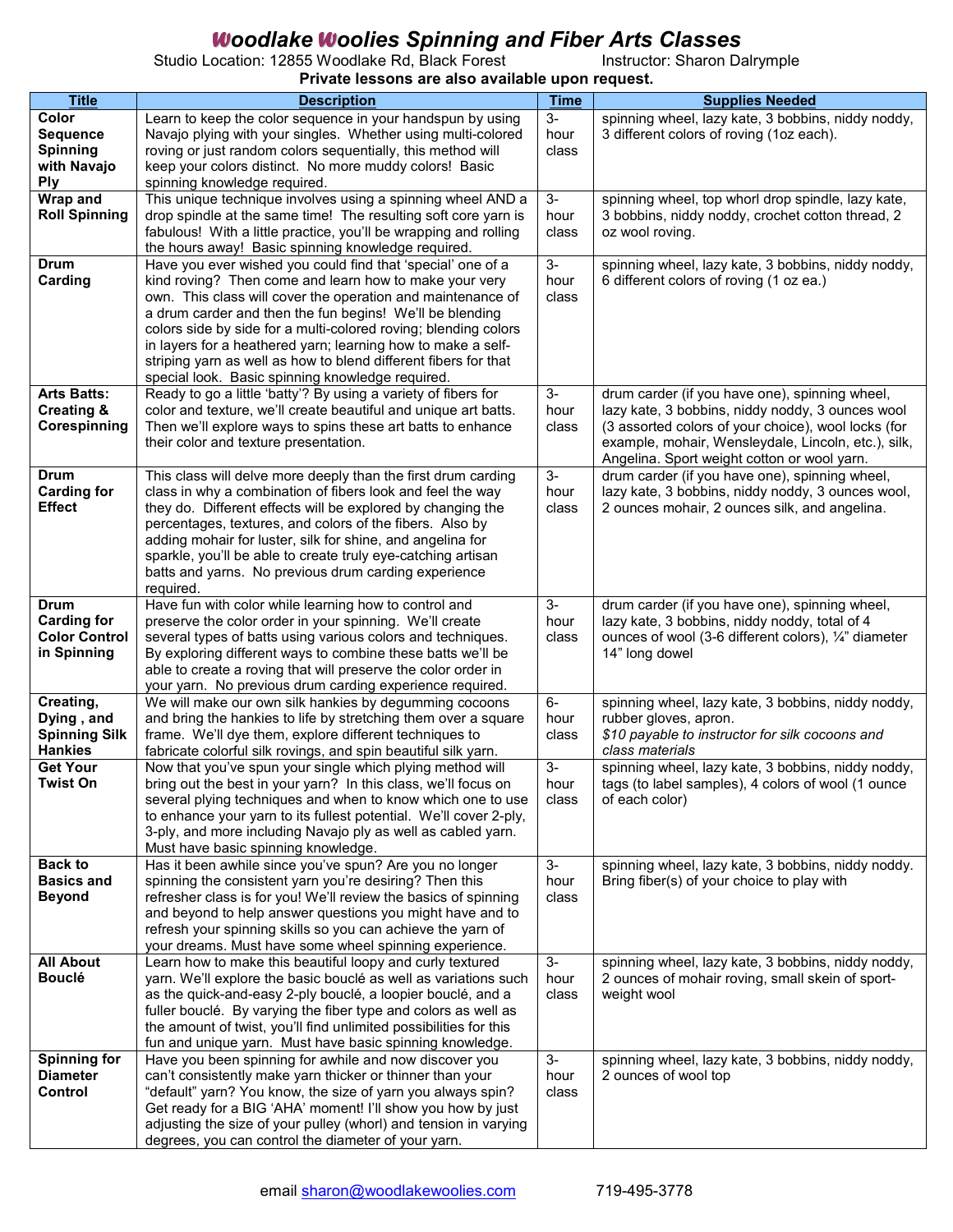# Woodlake Woolies Spinning and Fiber Arts Classes

Studio Location: 12855 Woodlake Rd, Black Forest    Instructor: Sharon Dalrymple

**Private lessons are also available upon request.**

| Title | Description | Time | Supplies Needed |
|---|---|---|---|
| **Color Sequence Spinning with Navajo Ply** | Learn to keep the color sequence in your handspun by using Navajo plying with your singles. Whether using multi-colored roving or just random colors sequentially, this method will keep your colors distinct. No more muddy colors! Basic spinning knowledge required. | 3-hour class | spinning wheel, lazy kate, 3 bobbins, niddy noddy, 3 different colors of roving (1oz each). |
| **Wrap and Roll Spinning** | This unique technique involves using a spinning wheel AND a drop spindle at the same time! The resulting soft core yarn is fabulous! With a little practice, you'll be wrapping and rolling the hours away! Basic spinning knowledge required. | 3-hour class | spinning wheel, top whorl drop spindle, lazy kate, 3 bobbins, niddy noddy, crochet cotton thread, 2 oz wool roving. |
| **Drum Carding** | Have you ever wished you could find that 'special' one of a kind roving? Then come and learn how to make your very own. This class will cover the operation and maintenance of a drum carder and then the fun begins! We'll be blending colors side by side for a multi-colored roving; blending colors in layers for a heathered yarn; learning how to make a self-striping yarn as well as how to blend different fibers for that special look. Basic spinning knowledge required. | 3-hour class | spinning wheel, lazy kate, 3 bobbins, niddy noddy, 6 different colors of roving (1 oz ea.) |
| **Arts Batts: Creating & Corespinning** | Ready to go a little 'batty'? By using a variety of fibers for color and texture, we'll create beautiful and unique art batts. Then we'll explore ways to spins these art batts to enhance their color and texture presentation. | 3-hour class | drum carder (if you have one), spinning wheel, lazy kate, 3 bobbins, niddy noddy, 3 ounces wool (3 assorted colors of your choice), wool locks (for example, mohair, Wensleydale, Lincoln, etc.), silk, Angelina. Sport weight cotton or wool yarn. |
| **Drum Carding for Effect** | This class will delve more deeply than the first drum carding class in why a combination of fibers look and feel the way they do. Different effects will be explored by changing the percentages, textures, and colors of the fibers. Also by adding mohair for luster, silk for shine, and angelina for sparkle, you'll be able to create truly eye-catching artisan batts and yarns. No previous drum carding experience required. | 3-hour class | drum carder (if you have one), spinning wheel, lazy kate, 3 bobbins, niddy noddy, 3 ounces wool, 2 ounces mohair, 2 ounces silk, and angelina. |
| **Drum Carding for Color Control in Spinning** | Have fun with color while learning how to control and preserve the color order in your spinning. We'll create several types of batts using various colors and techniques. By exploring different ways to combine these batts we'll be able to create a roving that will preserve the color order in your yarn. No previous drum carding experience required. | 3-hour class | drum carder (if you have one), spinning wheel, lazy kate, 3 bobbins, niddy noddy, total of 4 ounces of wool (3-6 different colors), ¼" diameter 14" long dowel |
| **Creating, Dying , and Spinning Silk Hankies** | We will make our own silk hankies by degumming cocoons and bring the hankies to life by stretching them over a square frame. We'll dye them, explore different techniques to fabricate colorful silk rovings, and spin beautiful silk yarn. | 6-hour class | spinning wheel, lazy kate, 3 bobbins, niddy noddy, rubber gloves, apron. *$10 payable to instructor for silk cocoons and class materials* |
| **Get Your Twist On** | Now that you've spun your single which plying method will bring out the best in your yarn? In this class, we'll focus on several plying techniques and when to know which one to use to enhance your yarn to its fullest potential. We'll cover 2-ply, 3-ply, and more including Navajo ply as well as cabled yarn. Must have basic spinning knowledge. | 3-hour class | spinning wheel, lazy kate, 3 bobbins, niddy noddy, tags (to label samples), 4 colors of wool (1 ounce of each color) |
| **Back to Basics and Beyond** | Has it been awhile since you've spun? Are you no longer spinning the consistent yarn you're desiring? Then this refresher class is for you! We'll review the basics of spinning and beyond to help answer questions you might have and to refresh your spinning skills so you can achieve the yarn of your dreams. Must have some wheel spinning experience. | 3-hour class | spinning wheel, lazy kate, 3 bobbins, niddy noddy. Bring fiber(s) of your choice to play with |
| **All About Bouclé** | Learn how to make this beautiful loopy and curly textured yarn. We'll explore the basic bouclé as well as variations such as the quick-and-easy 2-ply bouclé, a loopier bouclé, and a fuller bouclé. By varying the fiber type and colors as well as the amount of twist, you'll find unlimited possibilities for this fun and unique yarn. Must have basic spinning knowledge. | 3-hour class | spinning wheel, lazy kate, 3 bobbins, niddy noddy, 2 ounces of mohair roving, small skein of sport-weight wool |
| **Spinning for Diameter Control** | Have you been spinning for awhile and now discover you can't consistently make yarn thicker or thinner than your "default" yarn? You know, the size of yarn you always spin? Get ready for a BIG 'AHA' moment! I'll show you how by just adjusting the size of your pulley (whorl) and tension in varying degrees, you can control the diameter of your yarn. | 3-hour class | spinning wheel, lazy kate, 3 bobbins, niddy noddy, 2 ounces of wool top |

email sharon@woodlakewoolies.com    719-495-3778